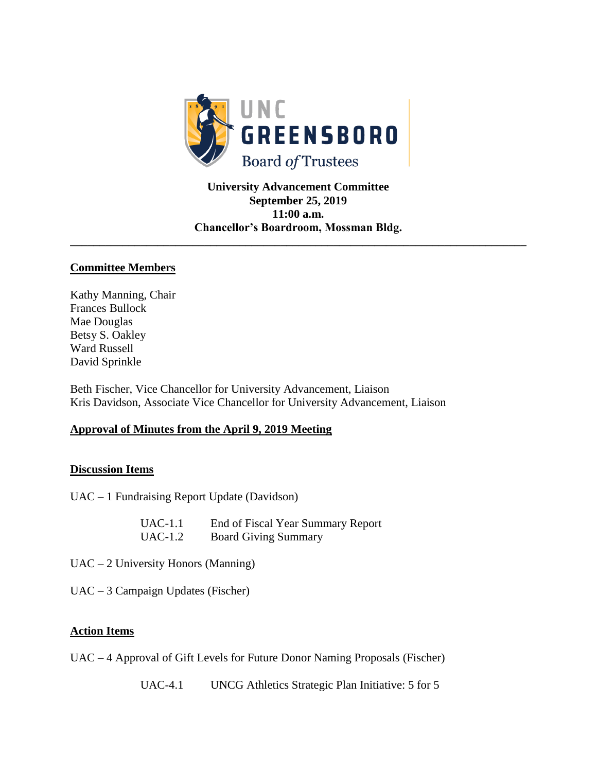UNC GREENSBORO

Board *of* Trustees

**University Advancement Committee**
**September 25, 2019**
**11:00 a.m.**
**Chancellor's Boardroom, Mossman Bldg.**

---

## Committee Members

Kathy Manning, Chair
Frances Bullock
Mae Douglas
Betsy S. Oakley
Ward Russell
David Sprinkle

Beth Fischer, Vice Chancellor for University Advancement, Liaison
Kris Davidson, Associate Vice Chancellor for University Advancement, Liaison

## Approval of Minutes from the April 9, 2019 Meeting

## Discussion Items

UAC – 1 Fundraising Report Update (Davidson)

- UAC-1.1 End of Fiscal Year Summary Report
- UAC-1.2 Board Giving Summary

UAC – 2 University Honors (Manning)

UAC – 3 Campaign Updates (Fischer)

## Action Items

UAC – 4 Approval of Gift Levels for Future Donor Naming Proposals (Fischer)

- UAC-4.1 UNCG Athletics Strategic Plan Initiative: 5 for 5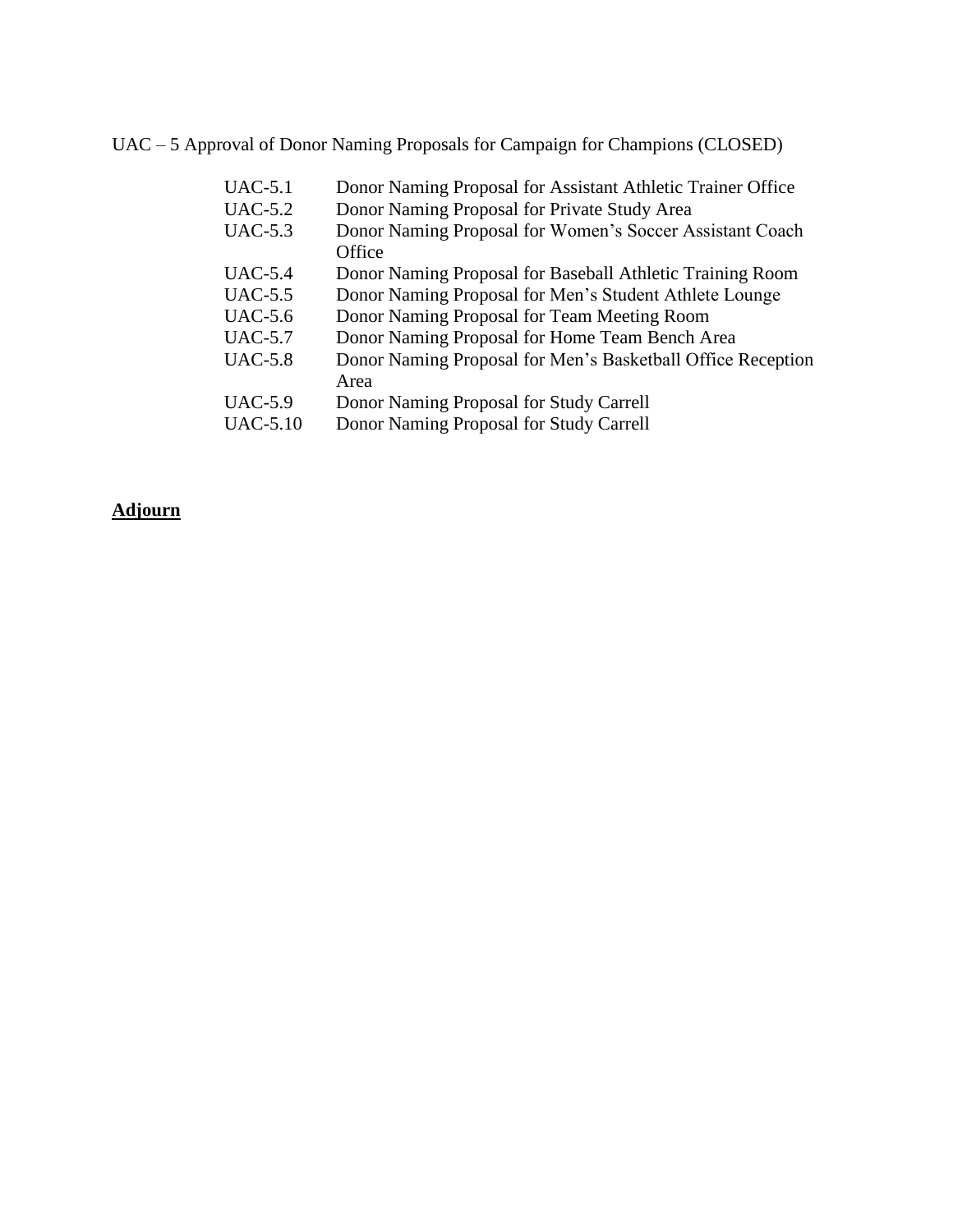UAC – 5 Approval of Donor Naming Proposals for Campaign for Champions (CLOSED)

| | |
|---|---|
| UAC-5.1 | Donor Naming Proposal for Assistant Athletic Trainer Office |
| UAC-5.2 | Donor Naming Proposal for Private Study Area |
| UAC-5.3 | Donor Naming Proposal for Women's Soccer Assistant Coach Office |
| UAC-5.4 | Donor Naming Proposal for Baseball Athletic Training Room |
| UAC-5.5 | Donor Naming Proposal for Men's Student Athlete Lounge |
| UAC-5.6 | Donor Naming Proposal for Team Meeting Room |
| UAC-5.7 | Donor Naming Proposal for Home Team Bench Area |
| UAC-5.8 | Donor Naming Proposal for Men's Basketball Office Reception Area |
| UAC-5.9 | Donor Naming Proposal for Study Carrell |
| UAC-5.10 | Donor Naming Proposal for Study Carrell |

**Adjourn**